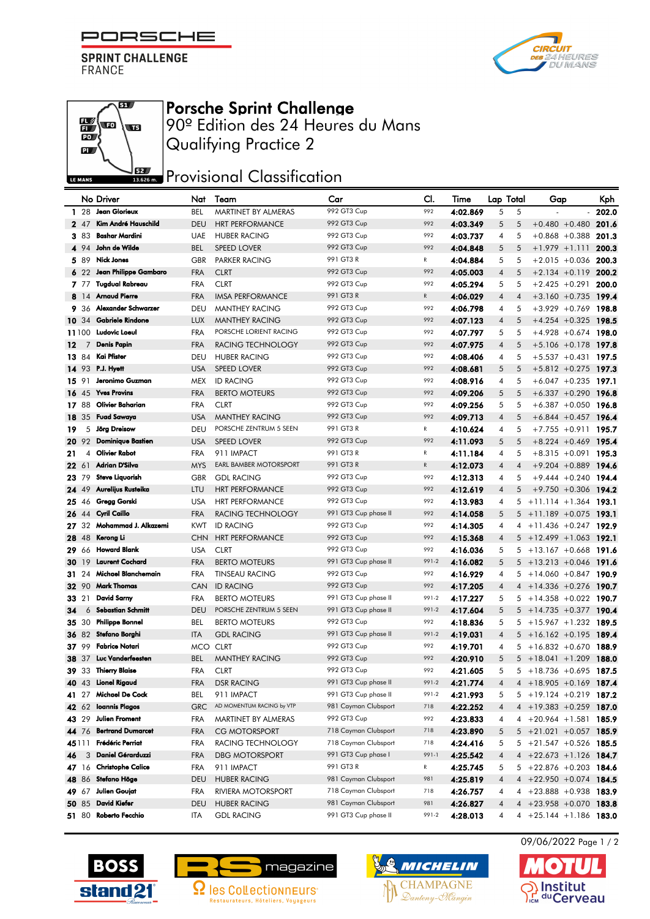PORSCHE

SPRINT CHALLENGE
FRANCE

# Porsche Sprint Challenge

## 90º Edition des 24 Heures du Mans

## Qualifying Practice 2

## Provisional Classification

| | No | Driver | Nat | Team | Car | Cl. | Time | Lap | Total | Gap | | Kph |
|---|---|---|---|---|---|---|---|---|---|---|---|---|
| 1 | 28 | Jean Glorieux | BEL | MARTINET BY ALMERAS | 992 GT3 Cup | 992 | 4:02.869 | 5 | 5 | - | - | 202.0 |
| 2 | 47 | Kim André Hauschild | DEU | HRT PERFORMANCE | 992 GT3 Cup | 992 | 4:03.349 | 5 | 5 | +0.480 | +0.480 | 201.6 |
| 3 | 83 | Bashar Mardini | UAE | HUBER RACING | 992 GT3 Cup | 992 | 4:03.737 | 4 | 5 | +0.868 | +0.388 | 201.3 |
| 4 | 94 | John de Wilde | BEL | SPEED LOVER | 992 GT3 Cup | 992 | 4:04.848 | 5 | 5 | +1.979 | +1.111 | 200.3 |
| 5 | 89 | Nick Jones | GBR | PARKER RACING | 991 GT3 R | R | 4:04.884 | 5 | 5 | +2.015 | +0.036 | 200.3 |
| 6 | 22 | Jean Philippe Gambaro | FRA | CLRT | 992 GT3 Cup | 992 | 4:05.003 | 4 | 5 | +2.134 | +0.119 | 200.2 |
| 7 | 77 | Tugdual Rabreau | FRA | CLRT | 992 GT3 Cup | 992 | 4:05.294 | 5 | 5 | +2.425 | +0.291 | 200.0 |
| 8 | 14 | Arnaud Pierre | FRA | IMSA PERFORMANCE | 991 GT3 R | R | 4:06.029 | 4 | 4 | +3.160 | +0.735 | 199.4 |
| 9 | 36 | Alexander Schwarzer | DEU | MANTHEY RACING | 992 GT3 Cup | 992 | 4:06.798 | 4 | 5 | +3.929 | +0.769 | 198.8 |
| 10 | 34 | Gabriele Rindone | LUX | MANTHEY RACING | 992 GT3 Cup | 992 | 4:07.123 | 4 | 5 | +4.254 | +0.325 | 198.5 |
| 11 | 100 | Ludovic Loeul | FRA | PORSCHE LORIENT RACING | 992 GT3 Cup | 992 | 4:07.797 | 5 | 5 | +4.928 | +0.674 | 198.0 |
| 12 | 7 | Denis Papin | FRA | RACING TECHNOLOGY | 992 GT3 Cup | 992 | 4:07.975 | 4 | 5 | +5.106 | +0.178 | 197.8 |
| 13 | 84 | Kai Pfister | DEU | HUBER RACING | 992 GT3 Cup | 992 | 4:08.406 | 4 | 5 | +5.537 | +0.431 | 197.5 |
| 14 | 93 | P.J. Hyett | USA | SPEED LOVER | 992 GT3 Cup | 992 | 4:08.681 | 5 | 5 | +5.812 | +0.275 | 197.3 |
| 15 | 91 | Jeronimo Guzman | MEX | ID RACING | 992 GT3 Cup | 992 | 4:08.916 | 4 | 5 | +6.047 | +0.235 | 197.1 |
| 16 | 45 | Yves Provins | FRA | BERTO MOTEURS | 992 GT3 Cup | 992 | 4:09.206 | 5 | 5 | +6.337 | +0.290 | 196.8 |
| 17 | 88 | Olivier Baharian | FRA | CLRT | 992 GT3 Cup | 992 | 4:09.256 | 5 | 5 | +6.387 | +0.050 | 196.8 |
| 18 | 35 | Fuad Sawaya | USA | MANTHEY RACING | 992 GT3 Cup | 992 | 4:09.713 | 4 | 5 | +6.844 | +0.457 | 196.4 |
| 19 | 5 | Jörg Dreisow | DEU | PORSCHE ZENTRUM 5 SEEN | 991 GT3 R | R | 4:10.624 | 4 | 5 | +7.755 | +0.911 | 195.7 |
| 20 | 92 | Dominique Bastien | USA | SPEED LOVER | 992 GT3 Cup | 992 | 4:11.093 | 5 | 5 | +8.224 | +0.469 | 195.4 |
| 21 | 4 | Olivier Rabot | FRA | 911 IMPACT | 991 GT3 R | R | 4:11.184 | 4 | 5 | +8.315 | +0.091 | 195.3 |
| 22 | 61 | Adrian D'Silva | MYS | EARL BAMBER MOTORSPORT | 991 GT3 R | R | 4:12.073 | 4 | 4 | +9.204 | +0.889 | 194.6 |
| 23 | 79 | Steve Liquorish | GBR | GDL RACING | 992 GT3 Cup | 992 | 4:12.313 | 4 | 5 | +9.444 | +0.240 | 194.4 |
| 24 | 49 | Aurelijus Rusteika | LTU | HRT PERFORMANCE | 992 GT3 Cup | 992 | 4:12.619 | 4 | 5 | +9.750 | +0.306 | 194.2 |
| 25 | 46 | Gregg Gorski | USA | HRT PERFORMANCE | 992 GT3 Cup | 992 | 4:13.983 | 4 | 5 | +11.114 | +1.364 | 193.1 |
| 26 | 44 | Cyril Caillo | FRA | RACING TECHNOLOGY | 991 GT3 Cup phase II | 992 | 4:14.058 | 5 | 5 | +11.189 | +0.075 | 193.1 |
| 27 | 32 | Mohammad J. Alkazemi | KWT | ID RACING | 992 GT3 Cup | 992 | 4:14.305 | 4 | 4 | +11.436 | +0.247 | 192.9 |
| 28 | 48 | Kerong Li | CHN | HRT PERFORMANCE | 992 GT3 Cup | 992 | 4:15.368 | 4 | 5 | +12.499 | +1.063 | 192.1 |
| 29 | 66 | Howard Blank | USA | CLRT | 992 GT3 Cup | 992 | 4:16.036 | 5 | 5 | +13.167 | +0.668 | 191.6 |
| 30 | 19 | Laurent Cochard | FRA | BERTO MOTEURS | 991 GT3 Cup phase II | 991-2 | 4:16.082 | 5 | 5 | +13.213 | +0.046 | 191.6 |
| 31 | 24 | Michael Blanchemain | FRA | TINSEAU RACING | 992 GT3 Cup | 992 | 4:16.929 | 4 | 5 | +14.060 | +0.847 | 190.9 |
| 32 | 90 | Mark Thomas | CAN | ID RACING | 992 GT3 Cup | 992 | 4:17.205 | 4 | 4 | +14.336 | +0.276 | 190.7 |
| 33 | 21 | David Sarny | FRA | BERTO MOTEURS | 991 GT3 Cup phase II | 991-2 | 4:17.227 | 5 | 5 | +14.358 | +0.022 | 190.7 |
| 34 | 6 | Sebastian Schmitt | DEU | PORSCHE ZENTRUM 5 SEEN | 991 GT3 Cup phase II | 991-2 | 4:17.604 | 5 | 5 | +14.735 | +0.377 | 190.4 |
| 35 | 30 | Philippe Bonnel | BEL | BERTO MOTEURS | 992 GT3 Cup | 992 | 4:18.836 | 5 | 5 | +15.967 | +1.232 | 189.5 |
| 36 | 82 | Stefano Borghi | ITA | GDL RACING | 991 GT3 Cup phase II | 991-2 | 4:19.031 | 4 | 5 | +16.162 | +0.195 | 189.4 |
| 37 | 99 | Fabrice Notari | MCO | CLRT | 992 GT3 Cup | 992 | 4:19.701 | 4 | 5 | +16.832 | +0.670 | 188.9 |
| 38 | 37 | Luc Vanderfeesten | BEL | MANTHEY RACING | 992 GT3 Cup | 992 | 4:20.910 | 5 | 5 | +18.041 | +1.209 | 188.0 |
| 39 | 33 | Thierry Blaise | FRA | CLRT | 992 GT3 Cup | 992 | 4:21.605 | 5 | 5 | +18.736 | +0.695 | 187.5 |
| 40 | 43 | Lionel Rigaud | FRA | DSR RACING | 991 GT3 Cup phase II | 991-2 | 4:21.774 | 4 | 4 | +18.905 | +0.169 | 187.4 |
| 41 | 27 | Michael De Cock | BEL | 911 IMPACT | 991 GT3 Cup phase II | 991-2 | 4:21.993 | 5 | 5 | +19.124 | +0.219 | 187.2 |
| 42 | 62 | Ioannis Plagos | GRC | AD MOMENTUM RACING by VTP | 981 Cayman Clubsport | 718 | 4:22.252 | 4 | 4 | +19.383 | +0.259 | 187.0 |
| 43 | 29 | Julien Froment | FRA | MARTINET BY ALMERAS | 992 GT3 Cup | 992 | 4:23.833 | 4 | 4 | +20.964 | +1.581 | 185.9 |
| 44 | 76 | Bertrand Dumarcet | FRA | CG MOTORSPORT | 718 Cayman Clubsport | 718 | 4:23.890 | 5 | 5 | +21.021 | +0.057 | 185.9 |
| 45 | 111 | Frédéric Perriat | FRA | RACING TECHNOLOGY | 718 Cayman Clubsport | 718 | 4:24.416 | 5 | 5 | +21.547 | +0.526 | 185.5 |
| 46 | 3 | Daniel Gérarduzzi | FRA | DBG MOTORSPORT | 991 GT3 Cup phase I | 991-1 | 4:25.542 | 4 | 4 | +22.673 | +1.126 | 184.7 |
| 47 | 16 | Christophe Calice | FRA | 911 IMPACT | 991 GT3 R | R | 4:25.745 | 5 | 5 | +22.876 | +0.203 | 184.6 |
| 48 | 86 | Stefano Höge | DEU | HUBER RACING | 981 Cayman Clubsport | 981 | 4:25.819 | 4 | 4 | +22.950 | +0.074 | 184.5 |
| 49 | 67 | Julien Goujat | FRA | RIVIERA MOTORSPORT | 718 Cayman Clubsport | 718 | 4:26.757 | 4 | 4 | +23.888 | +0.938 | 183.9 |
| 50 | 85 | David Kiefer | DEU | HUBER RACING | 981 Cayman Clubsport | 981 | 4:26.827 | 4 | 4 | +23.958 | +0.070 | 183.8 |
| 51 | 80 | Roberto Fecchio | ITA | GDL RACING | 991 GT3 Cup phase II | 991-2 | 4:28.013 | 4 | 4 | +25.144 | +1.186 | 183.0 |

09/06/2022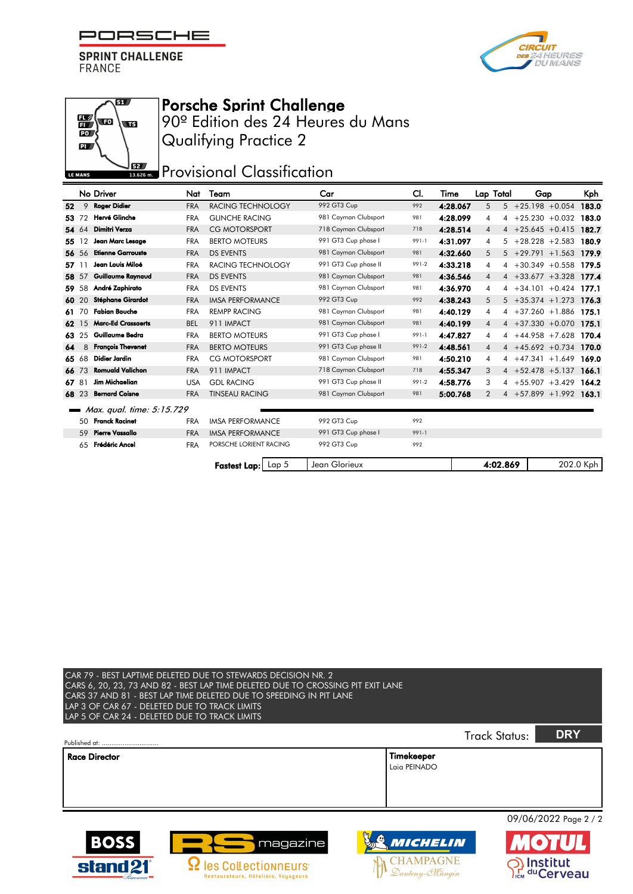PORSCHE

SPRINT CHALLENGE
FRANCE

# Porsche Sprint Challenge

90º Edition des 24 Heures du Mans

Qualifying Practice 2

## Provisional Classification

| | No | Driver | Nat | Team | Car | Cl. | Time | Lap | Total | Gap | | Kph |
|---|---|---|---|---|---|---|---|---|---|---|---|---|
| 52 | 9 | Roger Didier | FRA | RACING TECHNOLOGY | 992 GT3 Cup | 992 | 4:28.067 | 5 | 5 | +25.198 | +0.054 | 183.0 |
| 53 | 72 | Hervé Glinche | FRA | GLINCHE RACING | 981 Cayman Clubsport | 981 | 4:28.099 | 4 | 4 | +25.230 | +0.032 | 183.0 |
| 54 | 64 | Dimitri Verza | FRA | CG MOTORSPORT | 718 Cayman Clubsport | 718 | 4:28.514 | 4 | 4 | +25.645 | +0.415 | 182.7 |
| 55 | 12 | Jean Marc Lesage | FRA | BERTO MOTEURS | 991 GT3 Cup phase I | 991-1 | 4:31.097 | 4 | 5 | +28.228 | +2.583 | 180.9 |
| 56 | 56 | Etienne Garrouste | FRA | DS EVENTS | 981 Cayman Clubsport | 981 | 4:32.660 | 5 | 5 | +29.791 | +1.563 | 179.9 |
| 57 | 11 | Jean Louis Miloé | FRA | RACING TECHNOLOGY | 991 GT3 Cup phase II | 991-2 | 4:33.218 | 4 | 4 | +30.349 | +0.558 | 179.5 |
| 58 | 57 | Guillaume Raynaud | FRA | DS EVENTS | 981 Cayman Clubsport | 981 | 4:36.546 | 4 | 4 | +33.677 | +3.328 | 177.4 |
| 59 | 58 | André Zaphirato | FRA | DS EVENTS | 981 Cayman Clubsport | 981 | 4:36.970 | 4 | 4 | +34.101 | +0.424 | 177.1 |
| 60 | 20 | Stéphane Girardot | FRA | IMSA PERFORMANCE | 992 GT3 Cup | 992 | 4:38.243 | 5 | 5 | +35.374 | +1.273 | 176.3 |
| 61 | 70 | Fabian Bouche | FRA | REMPP RACING | 981 Cayman Clubsport | 981 | 4:40.129 | 4 | 4 | +37.260 | +1.886 | 175.1 |
| 62 | 15 | Marc-Ed Crassaerts | BEL | 911 IMPACT | 981 Cayman Clubsport | 981 | 4:40.199 | 4 | 4 | +37.330 | +0.070 | 175.1 |
| 63 | 25 | Guillaume Bedra | FRA | BERTO MOTEURS | 991 GT3 Cup phase I | 991-1 | 4:47.827 | 4 | 4 | +44.958 | +7.628 | 170.4 |
| 64 | 8 | François Thevenet | FRA | BERTO MOTEURS | 991 GT3 Cup phase II | 991-2 | 4:48.561 | 4 | 4 | +45.692 | +0.734 | 170.0 |
| 65 | 68 | Didier Jardin | FRA | CG MOTORSPORT | 981 Cayman Clubsport | 981 | 4:50.210 | 4 | 4 | +47.341 | +1.649 | 169.0 |
| 66 | 73 | Romuald Valichon | FRA | 911 IMPACT | 718 Cayman Clubsport | 718 | 4:55.347 | 3 | 4 | +52.478 | +5.137 | 166.1 |
| 67 | 81 | Jim Michaelian | USA | GDL RACING | 991 GT3 Cup phase II | 991-2 | 4:58.776 | 3 | 4 | +55.907 | +3.429 | 164.2 |
| 68 | 23 | Bernard Coisne | FRA | TINSEAU RACING | 981 Cayman Clubsport | 981 | 5:00.768 | 2 | 4 | +57.899 | +1.992 | 163.1 |

*Max. qual. time: 5:15.729*

| | No | Driver | Nat | Team | Car | Cl. |
|---|---|---|---|---|---|---|
| | 50 | Franck Racinet | FRA | IMSA PERFORMANCE | 992 GT3 Cup | 992 |
| | 59 | Pierre Vassallo | FRA | IMSA PERFORMANCE | 991 GT3 Cup phase I | 991-1 |
| | 65 | Frédéric Ancel | FRA | PORSCHE LORIENT RACING | 992 GT3 Cup | 992 |

**Fastest Lap:** Lap 5 | Jean Glorieux | **4:02.869** | 202.0 Kph

CAR 79 - BEST LAPTIME DELETED DUE TO STEWARDS DECISION NR. 2
CARS 6, 20, 23, 73 AND 82 - BEST LAP TIME DELETED DUE TO CROSSING PIT EXIT LANE
CARS 37 AND 81 - BEST LAP TIME DELETED DUE TO SPEEDING IN PIT LANE
LAP 3 OF CAR 67 - DELETED DUE TO TRACK LIMITS
LAP 5 OF CAR 24 - DELETED DUE TO TRACK LIMITS

Track Status: **DRY**

Published at: ..............................

**Race Director**

**Timekeeper**
Laia PEINADO

09/06/2022